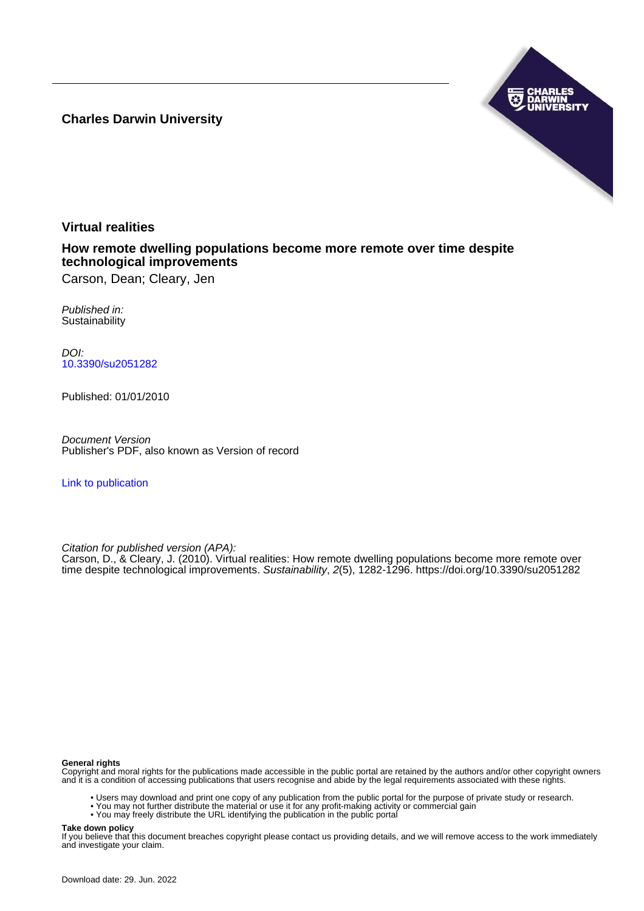**Charles Darwin University**

# Virtual realities

## How remote dwelling populations become more remote over time despite technological improvements

Carson, Dean; Cleary, Jen

*Published in:*
Sustainability

*DOI:*
[10.3390/su2051282](https://doi.org/10.3390/su2051282)

Published: 01/01/2010

*Document Version*
Publisher's PDF, also known as Version of record

[Link to publication](#)

*Citation for published version (APA):*
Carson, D., & Cleary, J. (2010). Virtual realities: How remote dwelling populations become more remote over time despite technological improvements. *Sustainability*, *2*(5), 1282-1296. https://doi.org/10.3390/su2051282

**General rights**
Copyright and moral rights for the publications made accessible in the public portal are retained by the authors and/or other copyright owners and it is a condition of accessing publications that users recognise and abide by the legal requirements associated with these rights.

- Users may download and print one copy of any publication from the public portal for the purpose of private study or research.
- You may not further distribute the material or use it for any profit-making activity or commercial gain
- You may freely distribute the URL identifying the publication in the public portal

**Take down policy**
If you believe that this document breaches copyright please contact us providing details, and we will remove access to the work immediately and investigate your claim.

Download date: 29. Jun. 2022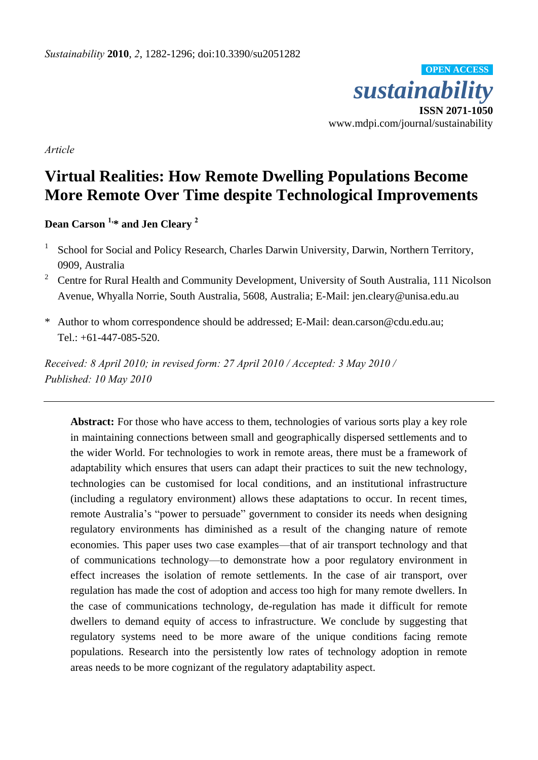*Sustainability* **2010**, *2*, 1282-1296; doi:10.3390/su2051282

**OPEN ACCESS**

***sustainability***

**ISSN 2071-1050**

www.mdpi.com/journal/sustainability

*Article*

# Virtual Realities: How Remote Dwelling Populations Become More Remote Over Time despite Technological Improvements

**Dean Carson [1,*] and Jen Cleary [2]**

[1] School for Social and Policy Research, Charles Darwin University, Darwin, Northern Territory, 0909, Australia

[2] Centre for Rural Health and Community Development, University of South Australia, 111 Nicolson Avenue, Whyalla Norrie, South Australia, 5608, Australia; E-Mail: jen.cleary@unisa.edu.au

\* Author to whom correspondence should be addressed; E-Mail: dean.carson@cdu.edu.au; Tel.: +61-447-085-520.

*Received: 8 April 2010; in revised form: 27 April 2010 / Accepted: 3 May 2010 / Published: 10 May 2010*

---

**Abstract:** For those who have access to them, technologies of various sorts play a key role in maintaining connections between small and geographically dispersed settlements and to the wider World. For technologies to work in remote areas, there must be a framework of adaptability which ensures that users can adapt their practices to suit the new technology, technologies can be customised for local conditions, and an institutional infrastructure (including a regulatory environment) allows these adaptations to occur. In recent times, remote Australia's "power to persuade" government to consider its needs when designing regulatory environments has diminished as a result of the changing nature of remote economies. This paper uses two case examples—that of air transport technology and that of communications technology—to demonstrate how a poor regulatory environment in effect increases the isolation of remote settlements. In the case of air transport, over regulation has made the cost of adoption and access too high for many remote dwellers. In the case of communications technology, de-regulation has made it difficult for remote dwellers to demand equity of access to infrastructure. We conclude by suggesting that regulatory systems need to be more aware of the unique conditions facing remote populations. Research into the persistently low rates of technology adoption in remote areas needs to be more cognizant of the regulatory adaptability aspect.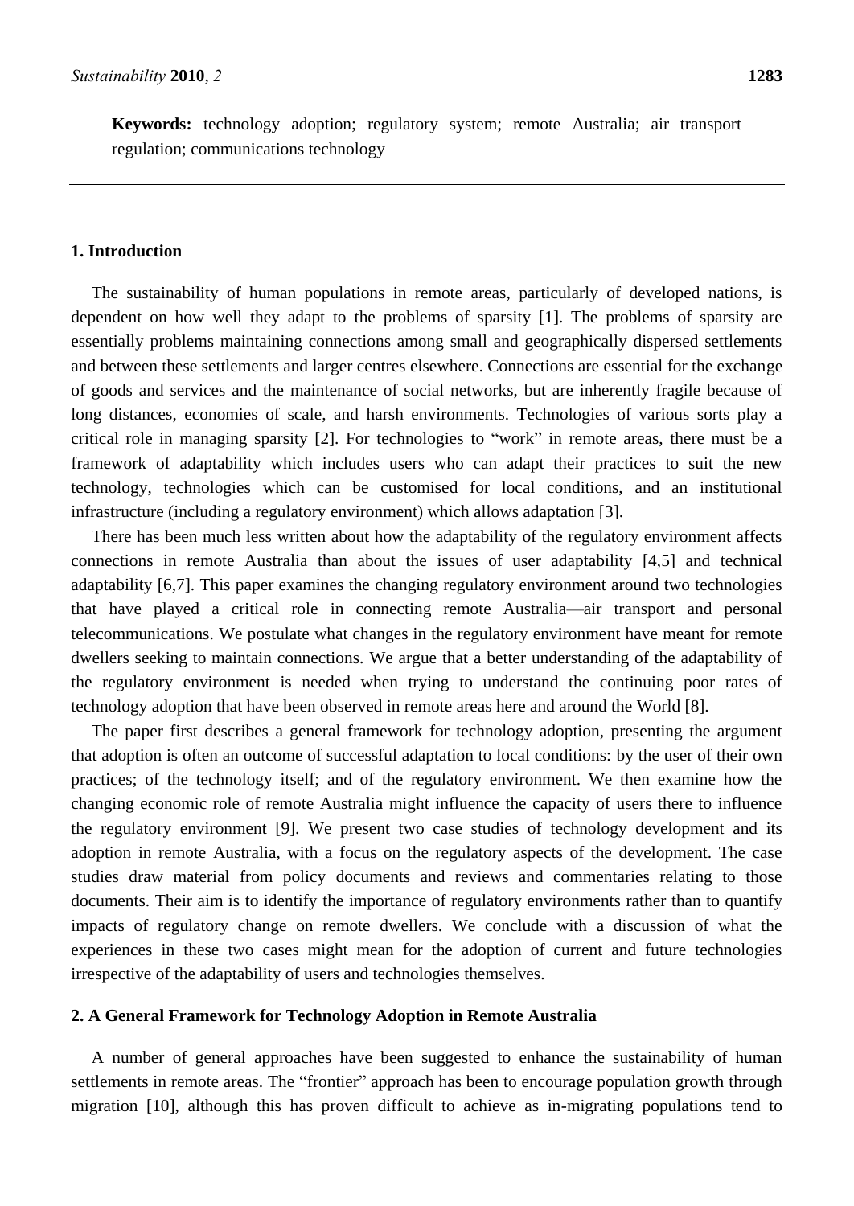**Keywords:** technology adoption; regulatory system; remote Australia; air transport regulation; communications technology

## 1. Introduction

The sustainability of human populations in remote areas, particularly of developed nations, is dependent on how well they adapt to the problems of sparsity [1]. The problems of sparsity are essentially problems maintaining connections among small and geographically dispersed settlements and between these settlements and larger centres elsewhere. Connections are essential for the exchange of goods and services and the maintenance of social networks, but are inherently fragile because of long distances, economies of scale, and harsh environments. Technologies of various sorts play a critical role in managing sparsity [2]. For technologies to "work" in remote areas, there must be a framework of adaptability which includes users who can adapt their practices to suit the new technology, technologies which can be customised for local conditions, and an institutional infrastructure (including a regulatory environment) which allows adaptation [3].

There has been much less written about how the adaptability of the regulatory environment affects connections in remote Australia than about the issues of user adaptability [4,5] and technical adaptability [6,7]. This paper examines the changing regulatory environment around two technologies that have played a critical role in connecting remote Australia—air transport and personal telecommunications. We postulate what changes in the regulatory environment have meant for remote dwellers seeking to maintain connections. We argue that a better understanding of the adaptability of the regulatory environment is needed when trying to understand the continuing poor rates of technology adoption that have been observed in remote areas here and around the World [8].

The paper first describes a general framework for technology adoption, presenting the argument that adoption is often an outcome of successful adaptation to local conditions: by the user of their own practices; of the technology itself; and of the regulatory environment. We then examine how the changing economic role of remote Australia might influence the capacity of users there to influence the regulatory environment [9]. We present two case studies of technology development and its adoption in remote Australia, with a focus on the regulatory aspects of the development. The case studies draw material from policy documents and reviews and commentaries relating to those documents. Their aim is to identify the importance of regulatory environments rather than to quantify impacts of regulatory change on remote dwellers. We conclude with a discussion of what the experiences in these two cases might mean for the adoption of current and future technologies irrespective of the adaptability of users and technologies themselves.

## 2. A General Framework for Technology Adoption in Remote Australia

A number of general approaches have been suggested to enhance the sustainability of human settlements in remote areas. The "frontier" approach has been to encourage population growth through migration [10], although this has proven difficult to achieve as in-migrating populations tend to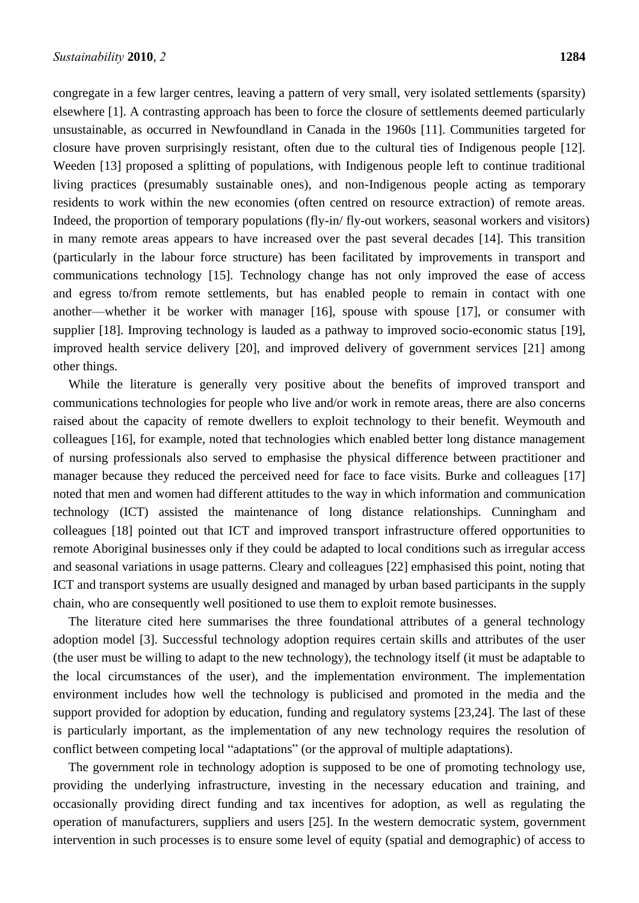congregate in a few larger centres, leaving a pattern of very small, very isolated settlements (sparsity) elsewhere [1]. A contrasting approach has been to force the closure of settlements deemed particularly unsustainable, as occurred in Newfoundland in Canada in the 1960s [11]. Communities targeted for closure have proven surprisingly resistant, often due to the cultural ties of Indigenous people [12]. Weeden [13] proposed a splitting of populations, with Indigenous people left to continue traditional living practices (presumably sustainable ones), and non-Indigenous people acting as temporary residents to work within the new economies (often centred on resource extraction) of remote areas. Indeed, the proportion of temporary populations (fly-in/ fly-out workers, seasonal workers and visitors) in many remote areas appears to have increased over the past several decades [14]. This transition (particularly in the labour force structure) has been facilitated by improvements in transport and communications technology [15]. Technology change has not only improved the ease of access and egress to/from remote settlements, but has enabled people to remain in contact with one another—whether it be worker with manager [16], spouse with spouse [17], or consumer with supplier [18]. Improving technology is lauded as a pathway to improved socio-economic status [19], improved health service delivery [20], and improved delivery of government services [21] among other things.

While the literature is generally very positive about the benefits of improved transport and communications technologies for people who live and/or work in remote areas, there are also concerns raised about the capacity of remote dwellers to exploit technology to their benefit. Weymouth and colleagues [16], for example, noted that technologies which enabled better long distance management of nursing professionals also served to emphasise the physical difference between practitioner and manager because they reduced the perceived need for face to face visits. Burke and colleagues [17] noted that men and women had different attitudes to the way in which information and communication technology (ICT) assisted the maintenance of long distance relationships. Cunningham and colleagues [18] pointed out that ICT and improved transport infrastructure offered opportunities to remote Aboriginal businesses only if they could be adapted to local conditions such as irregular access and seasonal variations in usage patterns. Cleary and colleagues [22] emphasised this point, noting that ICT and transport systems are usually designed and managed by urban based participants in the supply chain, who are consequently well positioned to use them to exploit remote businesses.

The literature cited here summarises the three foundational attributes of a general technology adoption model [3]. Successful technology adoption requires certain skills and attributes of the user (the user must be willing to adapt to the new technology), the technology itself (it must be adaptable to the local circumstances of the user), and the implementation environment. The implementation environment includes how well the technology is publicised and promoted in the media and the support provided for adoption by education, funding and regulatory systems [23,24]. The last of these is particularly important, as the implementation of any new technology requires the resolution of conflict between competing local "adaptations" (or the approval of multiple adaptations).

The government role in technology adoption is supposed to be one of promoting technology use, providing the underlying infrastructure, investing in the necessary education and training, and occasionally providing direct funding and tax incentives for adoption, as well as regulating the operation of manufacturers, suppliers and users [25]. In the western democratic system, government intervention in such processes is to ensure some level of equity (spatial and demographic) of access to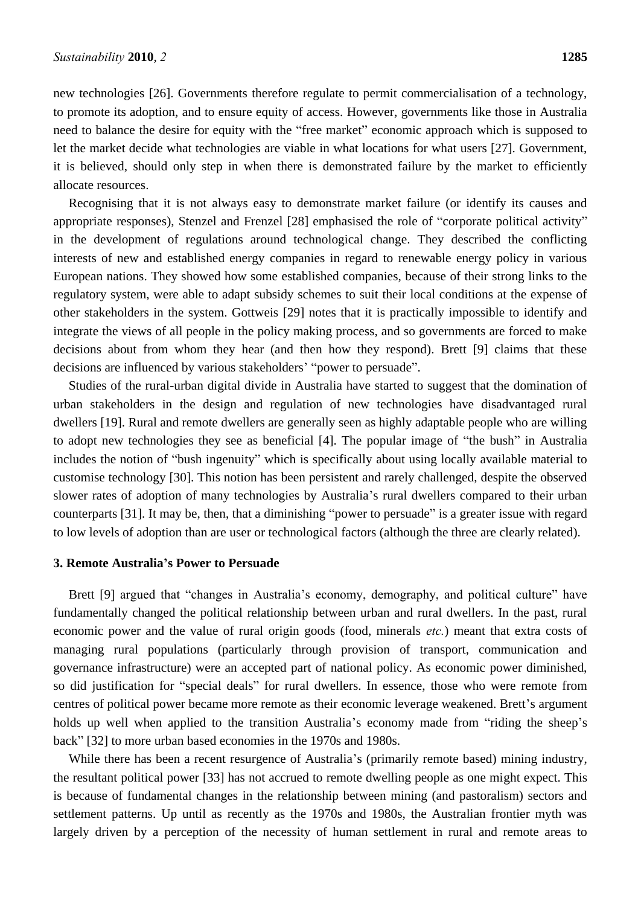new technologies [26]. Governments therefore regulate to permit commercialisation of a technology, to promote its adoption, and to ensure equity of access. However, governments like those in Australia need to balance the desire for equity with the "free market" economic approach which is supposed to let the market decide what technologies are viable in what locations for what users [27]. Government, it is believed, should only step in when there is demonstrated failure by the market to efficiently allocate resources.

Recognising that it is not always easy to demonstrate market failure (or identify its causes and appropriate responses), Stenzel and Frenzel [28] emphasised the role of "corporate political activity" in the development of regulations around technological change. They described the conflicting interests of new and established energy companies in regard to renewable energy policy in various European nations. They showed how some established companies, because of their strong links to the regulatory system, were able to adapt subsidy schemes to suit their local conditions at the expense of other stakeholders in the system. Gottweis [29] notes that it is practically impossible to identify and integrate the views of all people in the policy making process, and so governments are forced to make decisions about from whom they hear (and then how they respond). Brett [9] claims that these decisions are influenced by various stakeholders' "power to persuade".

Studies of the rural-urban digital divide in Australia have started to suggest that the domination of urban stakeholders in the design and regulation of new technologies have disadvantaged rural dwellers [19]. Rural and remote dwellers are generally seen as highly adaptable people who are willing to adopt new technologies they see as beneficial [4]. The popular image of "the bush" in Australia includes the notion of "bush ingenuity" which is specifically about using locally available material to customise technology [30]. This notion has been persistent and rarely challenged, despite the observed slower rates of adoption of many technologies by Australia's rural dwellers compared to their urban counterparts [31]. It may be, then, that a diminishing "power to persuade" is a greater issue with regard to low levels of adoption than are user or technological factors (although the three are clearly related).

## 3. Remote Australia's Power to Persuade

Brett [9] argued that "changes in Australia's economy, demography, and political culture" have fundamentally changed the political relationship between urban and rural dwellers. In the past, rural economic power and the value of rural origin goods (food, minerals *etc.*) meant that extra costs of managing rural populations (particularly through provision of transport, communication and governance infrastructure) were an accepted part of national policy. As economic power diminished, so did justification for "special deals" for rural dwellers. In essence, those who were remote from centres of political power became more remote as their economic leverage weakened. Brett's argument holds up well when applied to the transition Australia's economy made from "riding the sheep's back" [32] to more urban based economies in the 1970s and 1980s.

While there has been a recent resurgence of Australia's (primarily remote based) mining industry, the resultant political power [33] has not accrued to remote dwelling people as one might expect. This is because of fundamental changes in the relationship between mining (and pastoralism) sectors and settlement patterns. Up until as recently as the 1970s and 1980s, the Australian frontier myth was largely driven by a perception of the necessity of human settlement in rural and remote areas to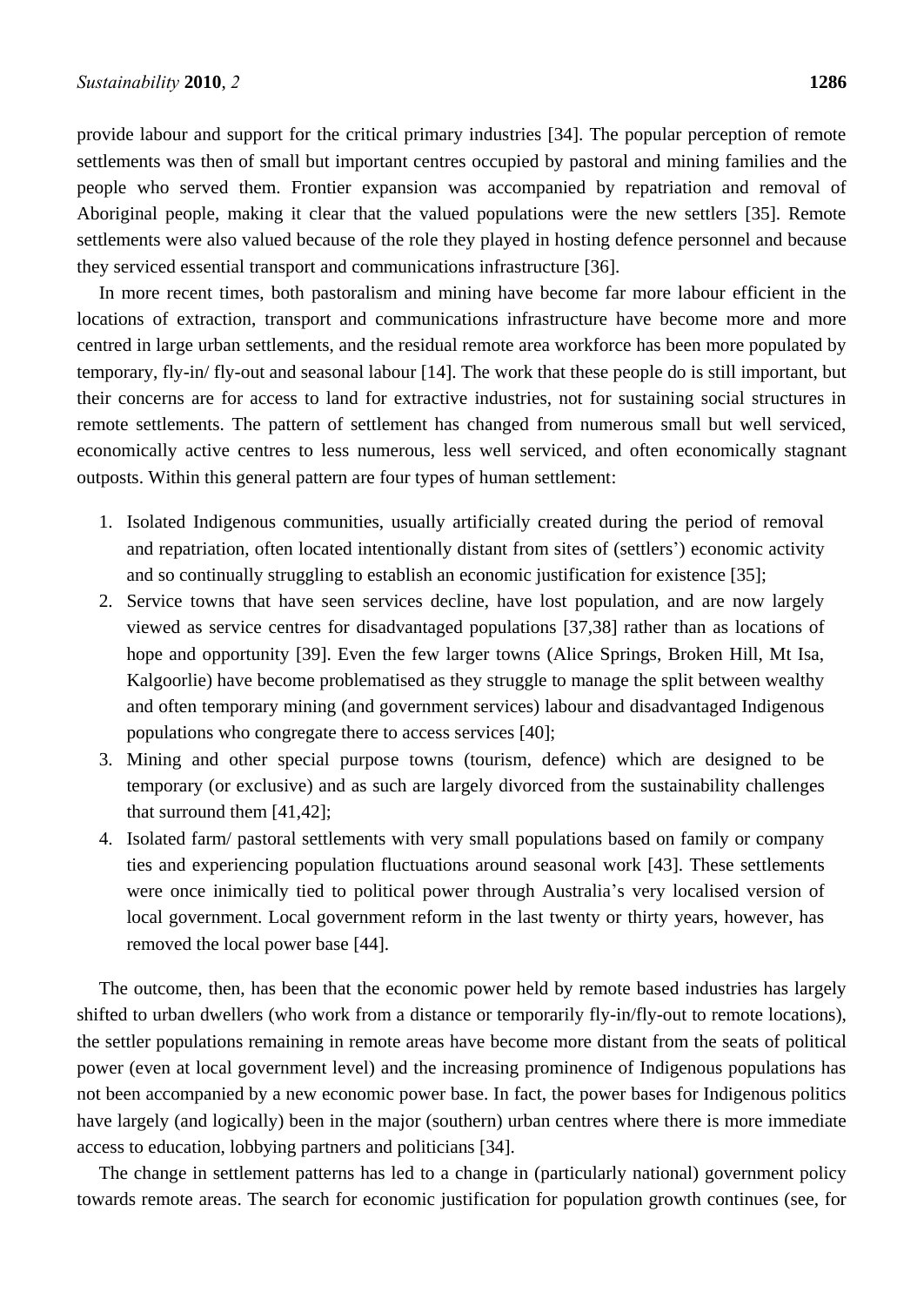provide labour and support for the critical primary industries [34]. The popular perception of remote settlements was then of small but important centres occupied by pastoral and mining families and the people who served them. Frontier expansion was accompanied by repatriation and removal of Aboriginal people, making it clear that the valued populations were the new settlers [35]. Remote settlements were also valued because of the role they played in hosting defence personnel and because they serviced essential transport and communications infrastructure [36].

In more recent times, both pastoralism and mining have become far more labour efficient in the locations of extraction, transport and communications infrastructure have become more and more centred in large urban settlements, and the residual remote area workforce has been more populated by temporary, fly-in/ fly-out and seasonal labour [14]. The work that these people do is still important, but their concerns are for access to land for extractive industries, not for sustaining social structures in remote settlements. The pattern of settlement has changed from numerous small but well serviced, economically active centres to less numerous, less well serviced, and often economically stagnant outposts. Within this general pattern are four types of human settlement:

1. Isolated Indigenous communities, usually artificially created during the period of removal and repatriation, often located intentionally distant from sites of (settlers') economic activity and so continually struggling to establish an economic justification for existence [35];
2. Service towns that have seen services decline, have lost population, and are now largely viewed as service centres for disadvantaged populations [37,38] rather than as locations of hope and opportunity [39]. Even the few larger towns (Alice Springs, Broken Hill, Mt Isa, Kalgoorlie) have become problematised as they struggle to manage the split between wealthy and often temporary mining (and government services) labour and disadvantaged Indigenous populations who congregate there to access services [40];
3. Mining and other special purpose towns (tourism, defence) which are designed to be temporary (or exclusive) and as such are largely divorced from the sustainability challenges that surround them [41,42];
4. Isolated farm/ pastoral settlements with very small populations based on family or company ties and experiencing population fluctuations around seasonal work [43]. These settlements were once inimically tied to political power through Australia's very localised version of local government. Local government reform in the last twenty or thirty years, however, has removed the local power base [44].

The outcome, then, has been that the economic power held by remote based industries has largely shifted to urban dwellers (who work from a distance or temporarily fly-in/fly-out to remote locations), the settler populations remaining in remote areas have become more distant from the seats of political power (even at local government level) and the increasing prominence of Indigenous populations has not been accompanied by a new economic power base. In fact, the power bases for Indigenous politics have largely (and logically) been in the major (southern) urban centres where there is more immediate access to education, lobbying partners and politicians [34].

The change in settlement patterns has led to a change in (particularly national) government policy towards remote areas. The search for economic justification for population growth continues (see, for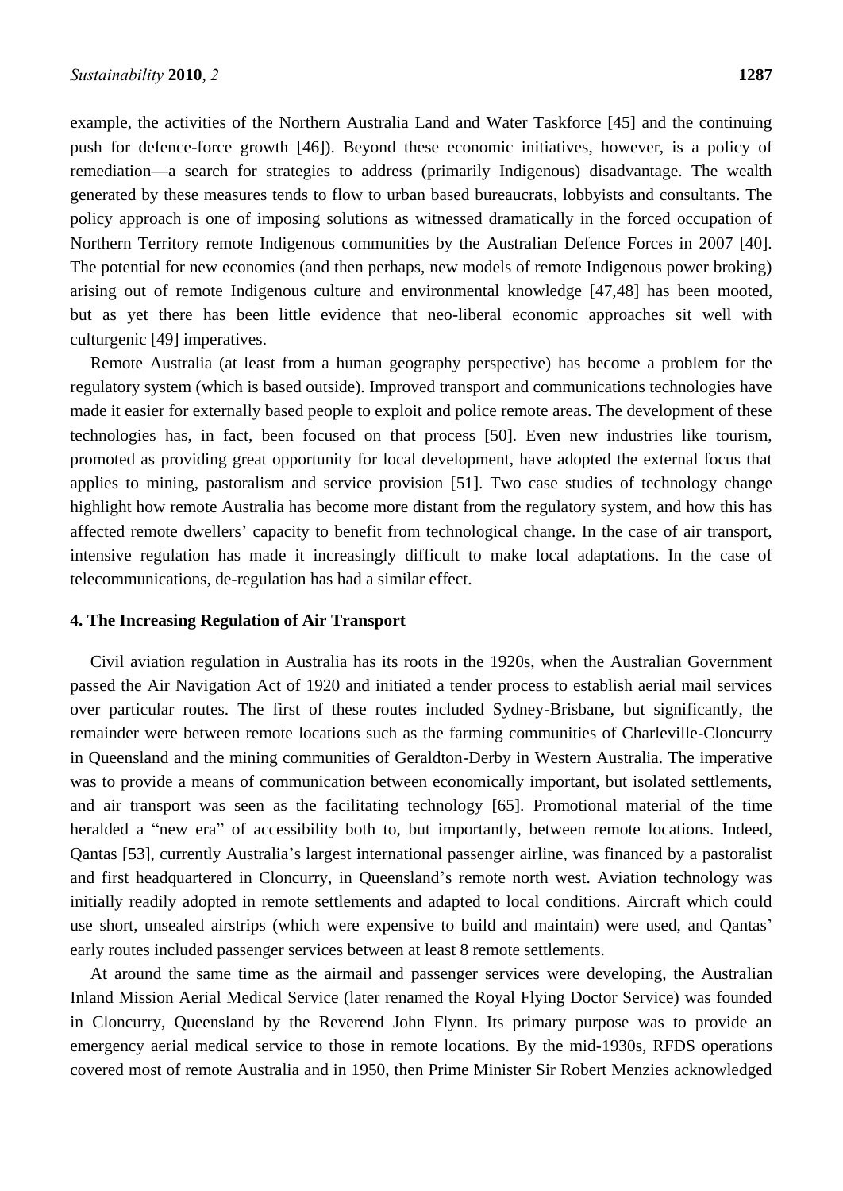example, the activities of the Northern Australia Land and Water Taskforce [45] and the continuing push for defence-force growth [46]). Beyond these economic initiatives, however, is a policy of remediation—a search for strategies to address (primarily Indigenous) disadvantage. The wealth generated by these measures tends to flow to urban based bureaucrats, lobbyists and consultants. The policy approach is one of imposing solutions as witnessed dramatically in the forced occupation of Northern Territory remote Indigenous communities by the Australian Defence Forces in 2007 [40]. The potential for new economies (and then perhaps, new models of remote Indigenous power broking) arising out of remote Indigenous culture and environmental knowledge [47,48] has been mooted, but as yet there has been little evidence that neo-liberal economic approaches sit well with culturgenic [49] imperatives.

Remote Australia (at least from a human geography perspective) has become a problem for the regulatory system (which is based outside). Improved transport and communications technologies have made it easier for externally based people to exploit and police remote areas. The development of these technologies has, in fact, been focused on that process [50]. Even new industries like tourism, promoted as providing great opportunity for local development, have adopted the external focus that applies to mining, pastoralism and service provision [51]. Two case studies of technology change highlight how remote Australia has become more distant from the regulatory system, and how this has affected remote dwellers' capacity to benefit from technological change. In the case of air transport, intensive regulation has made it increasingly difficult to make local adaptations. In the case of telecommunications, de-regulation has had a similar effect.

## 4. The Increasing Regulation of Air Transport

Civil aviation regulation in Australia has its roots in the 1920s, when the Australian Government passed the Air Navigation Act of 1920 and initiated a tender process to establish aerial mail services over particular routes. The first of these routes included Sydney-Brisbane, but significantly, the remainder were between remote locations such as the farming communities of Charleville-Cloncurry in Queensland and the mining communities of Geraldton-Derby in Western Australia. The imperative was to provide a means of communication between economically important, but isolated settlements, and air transport was seen as the facilitating technology [65]. Promotional material of the time heralded a "new era" of accessibility both to, but importantly, between remote locations. Indeed, Qantas [53], currently Australia's largest international passenger airline, was financed by a pastoralist and first headquartered in Cloncurry, in Queensland's remote north west. Aviation technology was initially readily adopted in remote settlements and adapted to local conditions. Aircraft which could use short, unsealed airstrips (which were expensive to build and maintain) were used, and Qantas' early routes included passenger services between at least 8 remote settlements.

At around the same time as the airmail and passenger services were developing, the Australian Inland Mission Aerial Medical Service (later renamed the Royal Flying Doctor Service) was founded in Cloncurry, Queensland by the Reverend John Flynn. Its primary purpose was to provide an emergency aerial medical service to those in remote locations. By the mid-1930s, RFDS operations covered most of remote Australia and in 1950, then Prime Minister Sir Robert Menzies acknowledged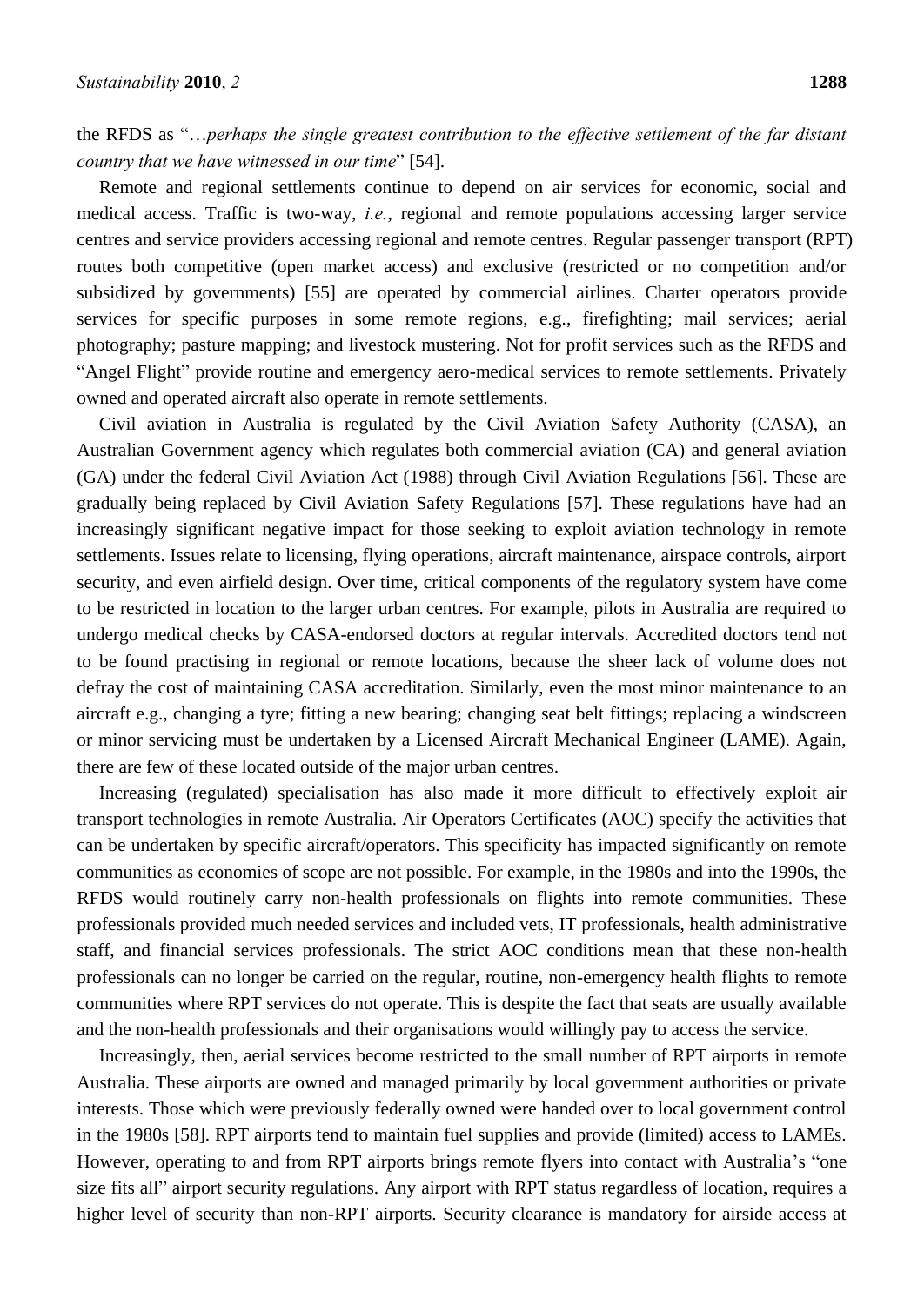the RFDS as "*…perhaps the single greatest contribution to the effective settlement of the far distant country that we have witnessed in our time*" [54].

Remote and regional settlements continue to depend on air services for economic, social and medical access. Traffic is two-way, *i.e.,* regional and remote populations accessing larger service centres and service providers accessing regional and remote centres. Regular passenger transport (RPT) routes both competitive (open market access) and exclusive (restricted or no competition and/or subsidized by governments) [55] are operated by commercial airlines. Charter operators provide services for specific purposes in some remote regions, e.g., firefighting; mail services; aerial photography; pasture mapping; and livestock mustering. Not for profit services such as the RFDS and "Angel Flight" provide routine and emergency aero-medical services to remote settlements. Privately owned and operated aircraft also operate in remote settlements.

Civil aviation in Australia is regulated by the Civil Aviation Safety Authority (CASA), an Australian Government agency which regulates both commercial aviation (CA) and general aviation (GA) under the federal Civil Aviation Act (1988) through Civil Aviation Regulations [56]. These are gradually being replaced by Civil Aviation Safety Regulations [57]. These regulations have had an increasingly significant negative impact for those seeking to exploit aviation technology in remote settlements. Issues relate to licensing, flying operations, aircraft maintenance, airspace controls, airport security, and even airfield design. Over time, critical components of the regulatory system have come to be restricted in location to the larger urban centres. For example, pilots in Australia are required to undergo medical checks by CASA-endorsed doctors at regular intervals. Accredited doctors tend not to be found practising in regional or remote locations, because the sheer lack of volume does not defray the cost of maintaining CASA accreditation. Similarly, even the most minor maintenance to an aircraft e.g., changing a tyre; fitting a new bearing; changing seat belt fittings; replacing a windscreen or minor servicing must be undertaken by a Licensed Aircraft Mechanical Engineer (LAME). Again, there are few of these located outside of the major urban centres.

Increasing (regulated) specialisation has also made it more difficult to effectively exploit air transport technologies in remote Australia. Air Operators Certificates (AOC) specify the activities that can be undertaken by specific aircraft/operators. This specificity has impacted significantly on remote communities as economies of scope are not possible. For example, in the 1980s and into the 1990s, the RFDS would routinely carry non-health professionals on flights into remote communities. These professionals provided much needed services and included vets, IT professionals, health administrative staff, and financial services professionals. The strict AOC conditions mean that these non-health professionals can no longer be carried on the regular, routine, non-emergency health flights to remote communities where RPT services do not operate. This is despite the fact that seats are usually available and the non-health professionals and their organisations would willingly pay to access the service.

Increasingly, then, aerial services become restricted to the small number of RPT airports in remote Australia. These airports are owned and managed primarily by local government authorities or private interests. Those which were previously federally owned were handed over to local government control in the 1980s [58]. RPT airports tend to maintain fuel supplies and provide (limited) access to LAMEs. However, operating to and from RPT airports brings remote flyers into contact with Australia's "one size fits all" airport security regulations. Any airport with RPT status regardless of location, requires a higher level of security than non-RPT airports. Security clearance is mandatory for airside access at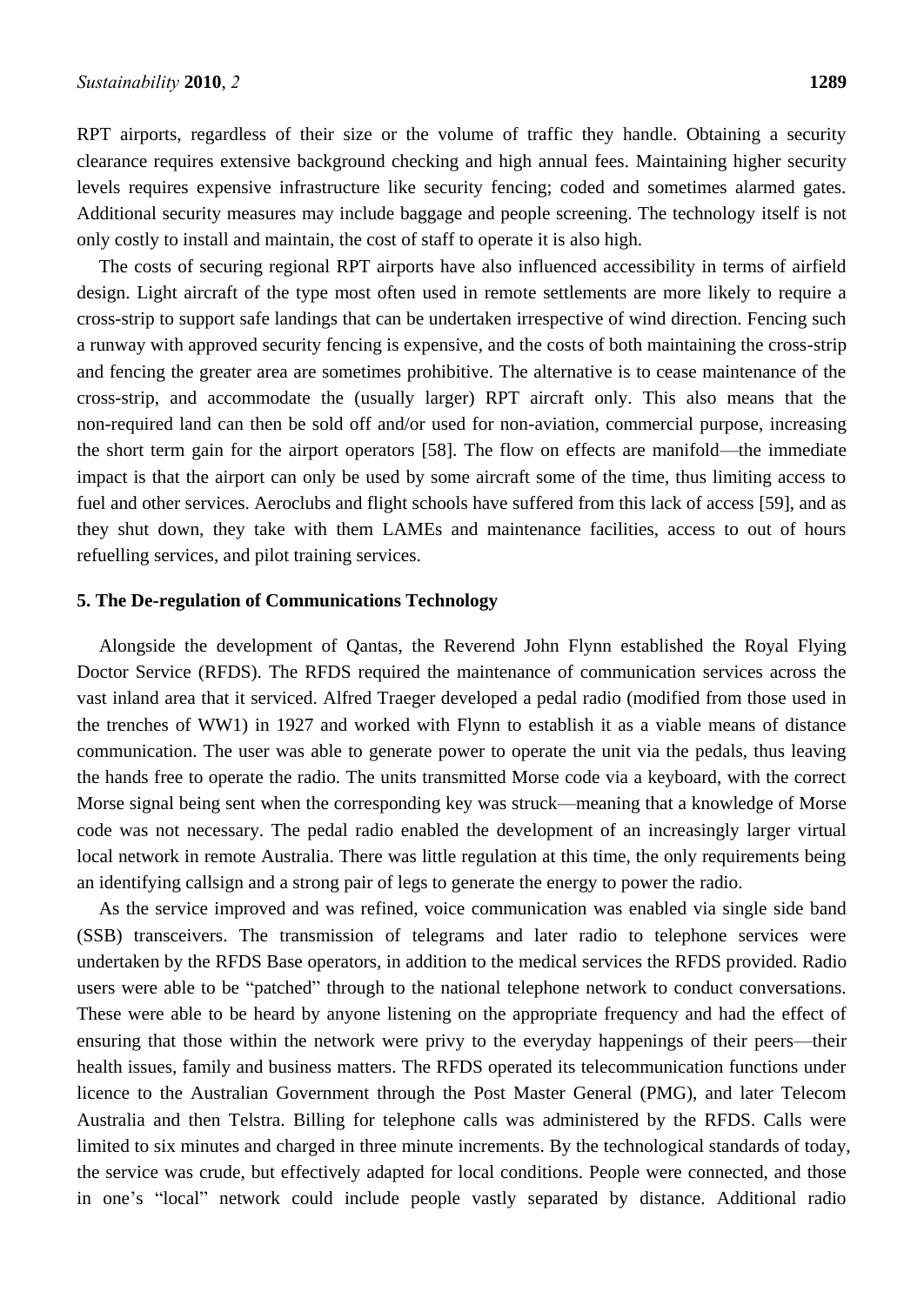RPT airports, regardless of their size or the volume of traffic they handle. Obtaining a security clearance requires extensive background checking and high annual fees. Maintaining higher security levels requires expensive infrastructure like security fencing; coded and sometimes alarmed gates. Additional security measures may include baggage and people screening. The technology itself is not only costly to install and maintain, the cost of staff to operate it is also high.

The costs of securing regional RPT airports have also influenced accessibility in terms of airfield design. Light aircraft of the type most often used in remote settlements are more likely to require a cross-strip to support safe landings that can be undertaken irrespective of wind direction. Fencing such a runway with approved security fencing is expensive, and the costs of both maintaining the cross-strip and fencing the greater area are sometimes prohibitive. The alternative is to cease maintenance of the cross-strip, and accommodate the (usually larger) RPT aircraft only. This also means that the non-required land can then be sold off and/or used for non-aviation, commercial purpose, increasing the short term gain for the airport operators [58]. The flow on effects are manifold—the immediate impact is that the airport can only be used by some aircraft some of the time, thus limiting access to fuel and other services. Aeroclubs and flight schools have suffered from this lack of access [59], and as they shut down, they take with them LAMEs and maintenance facilities, access to out of hours refuelling services, and pilot training services.

## 5. The De-regulation of Communications Technology

Alongside the development of Qantas, the Reverend John Flynn established the Royal Flying Doctor Service (RFDS). The RFDS required the maintenance of communication services across the vast inland area that it serviced. Alfred Traeger developed a pedal radio (modified from those used in the trenches of WW1) in 1927 and worked with Flynn to establish it as a viable means of distance communication. The user was able to generate power to operate the unit via the pedals, thus leaving the hands free to operate the radio. The units transmitted Morse code via a keyboard, with the correct Morse signal being sent when the corresponding key was struck—meaning that a knowledge of Morse code was not necessary. The pedal radio enabled the development of an increasingly larger virtual local network in remote Australia. There was little regulation at this time, the only requirements being an identifying callsign and a strong pair of legs to generate the energy to power the radio.

As the service improved and was refined, voice communication was enabled via single side band (SSB) transceivers. The transmission of telegrams and later radio to telephone services were undertaken by the RFDS Base operators, in addition to the medical services the RFDS provided. Radio users were able to be "patched" through to the national telephone network to conduct conversations. These were able to be heard by anyone listening on the appropriate frequency and had the effect of ensuring that those within the network were privy to the everyday happenings of their peers—their health issues, family and business matters. The RFDS operated its telecommunication functions under licence to the Australian Government through the Post Master General (PMG), and later Telecom Australia and then Telstra. Billing for telephone calls was administered by the RFDS. Calls were limited to six minutes and charged in three minute increments. By the technological standards of today, the service was crude, but effectively adapted for local conditions. People were connected, and those in one's "local" network could include people vastly separated by distance. Additional radio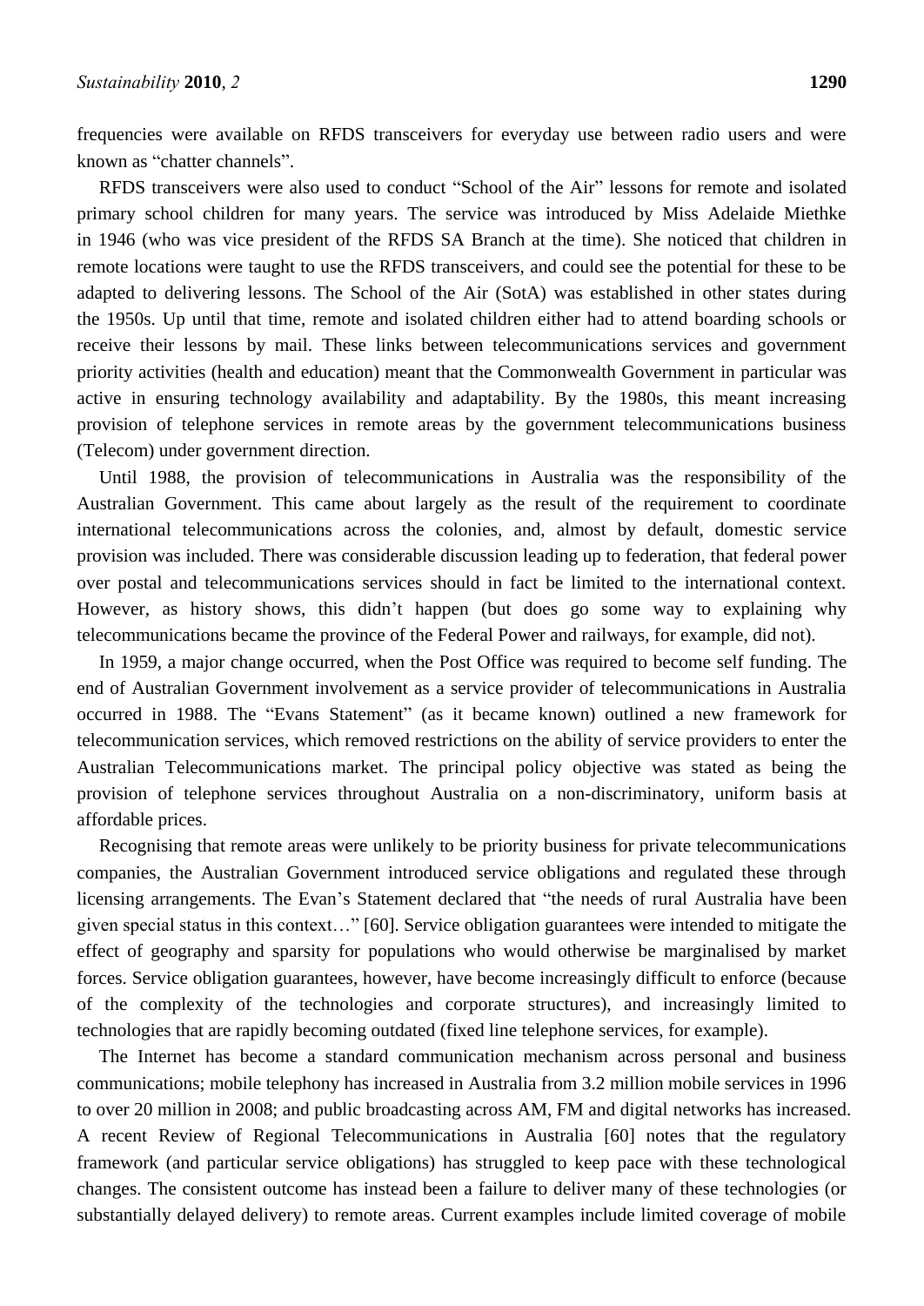frequencies were available on RFDS transceivers for everyday use between radio users and were known as "chatter channels".

RFDS transceivers were also used to conduct "School of the Air" lessons for remote and isolated primary school children for many years. The service was introduced by Miss Adelaide Miethke in 1946 (who was vice president of the RFDS SA Branch at the time). She noticed that children in remote locations were taught to use the RFDS transceivers, and could see the potential for these to be adapted to delivering lessons. The School of the Air (SotA) was established in other states during the 1950s. Up until that time, remote and isolated children either had to attend boarding schools or receive their lessons by mail. These links between telecommunications services and government priority activities (health and education) meant that the Commonwealth Government in particular was active in ensuring technology availability and adaptability. By the 1980s, this meant increasing provision of telephone services in remote areas by the government telecommunications business (Telecom) under government direction.

Until 1988, the provision of telecommunications in Australia was the responsibility of the Australian Government. This came about largely as the result of the requirement to coordinate international telecommunications across the colonies, and, almost by default, domestic service provision was included. There was considerable discussion leading up to federation, that federal power over postal and telecommunications services should in fact be limited to the international context. However, as history shows, this didn't happen (but does go some way to explaining why telecommunications became the province of the Federal Power and railways, for example, did not).

In 1959, a major change occurred, when the Post Office was required to become self funding. The end of Australian Government involvement as a service provider of telecommunications in Australia occurred in 1988. The "Evans Statement" (as it became known) outlined a new framework for telecommunication services, which removed restrictions on the ability of service providers to enter the Australian Telecommunications market. The principal policy objective was stated as being the provision of telephone services throughout Australia on a non-discriminatory, uniform basis at affordable prices.

Recognising that remote areas were unlikely to be priority business for private telecommunications companies, the Australian Government introduced service obligations and regulated these through licensing arrangements. The Evan's Statement declared that "the needs of rural Australia have been given special status in this context…" [60]. Service obligation guarantees were intended to mitigate the effect of geography and sparsity for populations who would otherwise be marginalised by market forces. Service obligation guarantees, however, have become increasingly difficult to enforce (because of the complexity of the technologies and corporate structures), and increasingly limited to technologies that are rapidly becoming outdated (fixed line telephone services, for example).

The Internet has become a standard communication mechanism across personal and business communications; mobile telephony has increased in Australia from 3.2 million mobile services in 1996 to over 20 million in 2008; and public broadcasting across AM, FM and digital networks has increased. A recent Review of Regional Telecommunications in Australia [60] notes that the regulatory framework (and particular service obligations) has struggled to keep pace with these technological changes. The consistent outcome has instead been a failure to deliver many of these technologies (or substantially delayed delivery) to remote areas. Current examples include limited coverage of mobile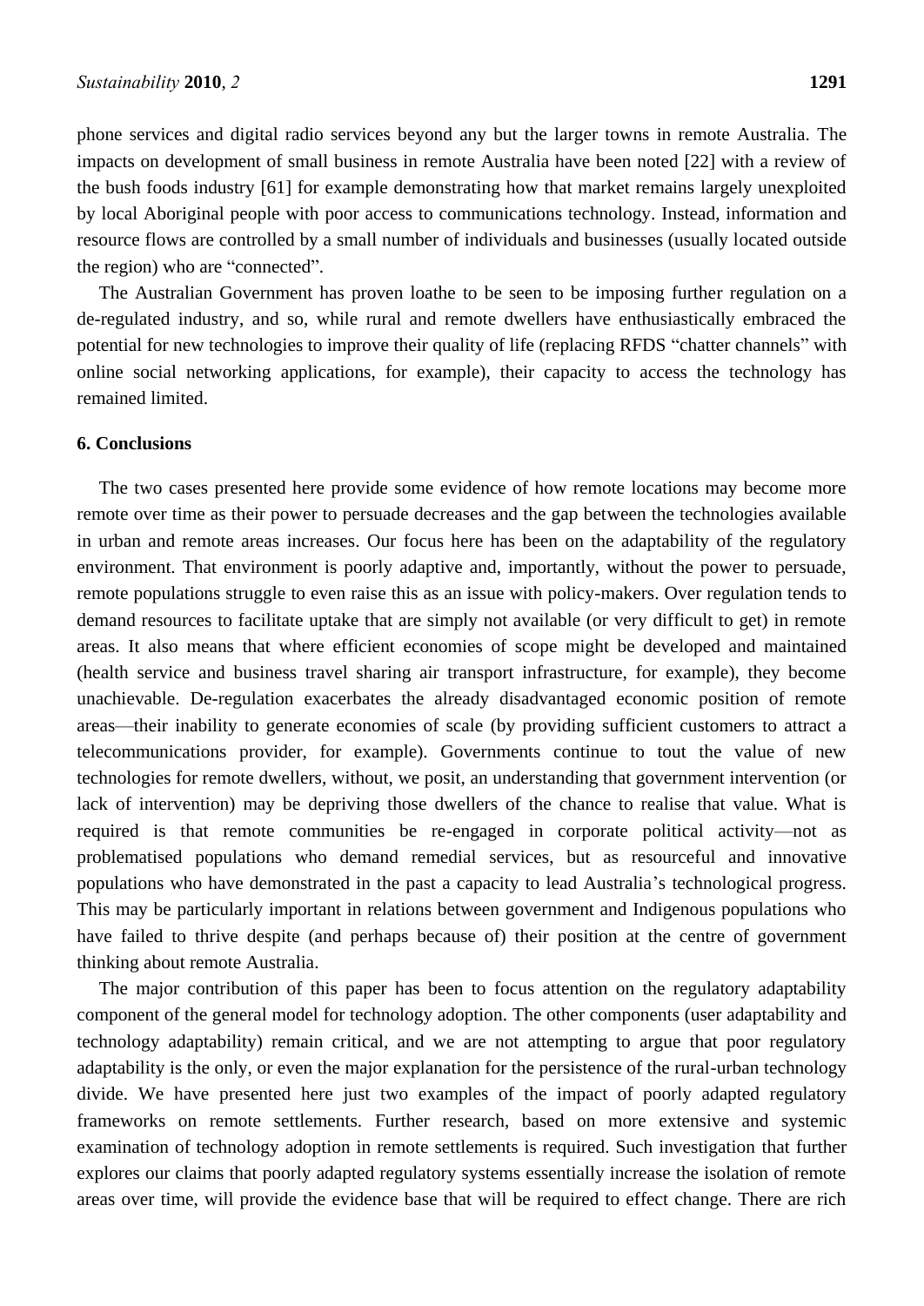phone services and digital radio services beyond any but the larger towns in remote Australia. The impacts on development of small business in remote Australia have been noted [22] with a review of the bush foods industry [61] for example demonstrating how that market remains largely unexploited by local Aboriginal people with poor access to communications technology. Instead, information and resource flows are controlled by a small number of individuals and businesses (usually located outside the region) who are "connected".

The Australian Government has proven loathe to be seen to be imposing further regulation on a de-regulated industry, and so, while rural and remote dwellers have enthusiastically embraced the potential for new technologies to improve their quality of life (replacing RFDS "chatter channels" with online social networking applications, for example), their capacity to access the technology has remained limited.

## 6. Conclusions

The two cases presented here provide some evidence of how remote locations may become more remote over time as their power to persuade decreases and the gap between the technologies available in urban and remote areas increases. Our focus here has been on the adaptability of the regulatory environment. That environment is poorly adaptive and, importantly, without the power to persuade, remote populations struggle to even raise this as an issue with policy-makers. Over regulation tends to demand resources to facilitate uptake that are simply not available (or very difficult to get) in remote areas. It also means that where efficient economies of scope might be developed and maintained (health service and business travel sharing air transport infrastructure, for example), they become unachievable. De-regulation exacerbates the already disadvantaged economic position of remote areas—their inability to generate economies of scale (by providing sufficient customers to attract a telecommunications provider, for example). Governments continue to tout the value of new technologies for remote dwellers, without, we posit, an understanding that government intervention (or lack of intervention) may be depriving those dwellers of the chance to realise that value. What is required is that remote communities be re-engaged in corporate political activity—not as problematised populations who demand remedial services, but as resourceful and innovative populations who have demonstrated in the past a capacity to lead Australia's technological progress. This may be particularly important in relations between government and Indigenous populations who have failed to thrive despite (and perhaps because of) their position at the centre of government thinking about remote Australia.

The major contribution of this paper has been to focus attention on the regulatory adaptability component of the general model for technology adoption. The other components (user adaptability and technology adaptability) remain critical, and we are not attempting to argue that poor regulatory adaptability is the only, or even the major explanation for the persistence of the rural-urban technology divide. We have presented here just two examples of the impact of poorly adapted regulatory frameworks on remote settlements. Further research, based on more extensive and systemic examination of technology adoption in remote settlements is required. Such investigation that further explores our claims that poorly adapted regulatory systems essentially increase the isolation of remote areas over time, will provide the evidence base that will be required to effect change. There are rich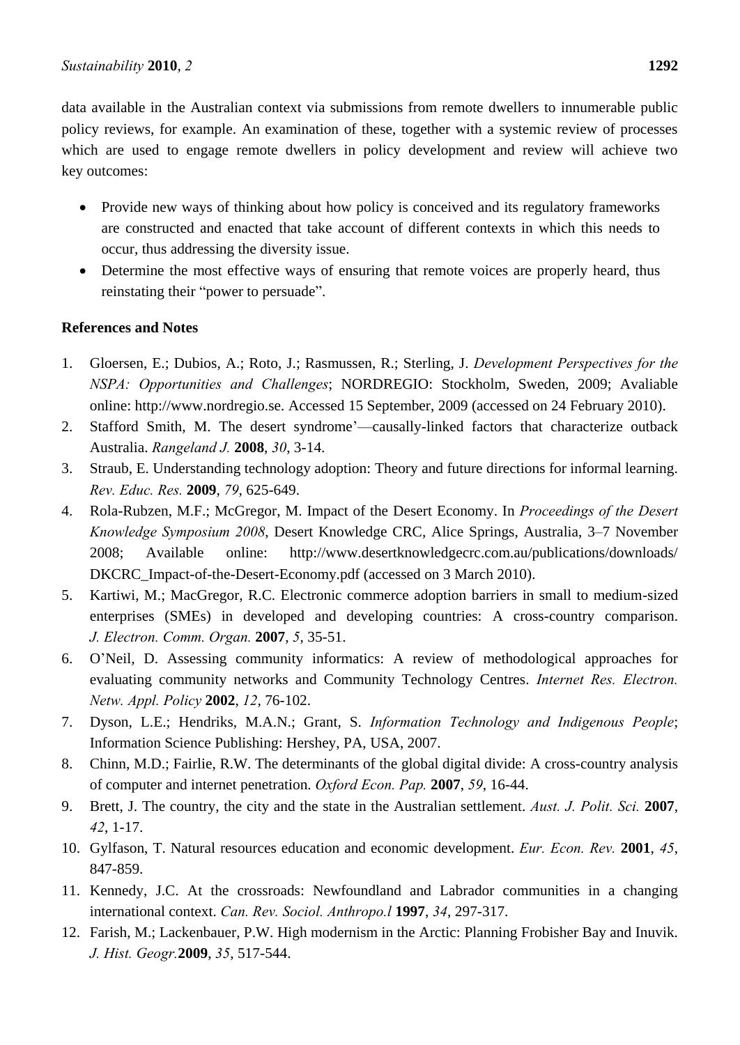data available in the Australian context via submissions from remote dwellers to innumerable public policy reviews, for example. An examination of these, together with a systemic review of processes which are used to engage remote dwellers in policy development and review will achieve two key outcomes:

- Provide new ways of thinking about how policy is conceived and its regulatory frameworks are constructed and enacted that take account of different contexts in which this needs to occur, thus addressing the diversity issue.
- Determine the most effective ways of ensuring that remote voices are properly heard, thus reinstating their "power to persuade".

**References and Notes**

1. Gloersen, E.; Dubios, A.; Roto, J.; Rasmussen, R.; Sterling, J. *Development Perspectives for the NSPA: Opportunities and Challenges*; NORDREGIO: Stockholm, Sweden, 2009; Avaliable online: http://www.nordregio.se. Accessed 15 September, 2009 (accessed on 24 February 2010).
2. Stafford Smith, M. The desert syndrome'—causally-linked factors that characterize outback Australia. *Rangeland J.* **2008**, *30*, 3-14.
3. Straub, E. Understanding technology adoption: Theory and future directions for informal learning. *Rev. Educ. Res.* **2009**, *79*, 625-649.
4. Rola-Rubzen, M.F.; McGregor, M. Impact of the Desert Economy. In *Proceedings of the Desert Knowledge Symposium 2008*, Desert Knowledge CRC, Alice Springs, Australia, 3–7 November 2008; Available online: http://www.desertknowledgecrc.com.au/publications/downloads/DKCRC_Impact-of-the-Desert-Economy.pdf (accessed on 3 March 2010).
5. Kartiwi, M.; MacGregor, R.C. Electronic commerce adoption barriers in small to medium-sized enterprises (SMEs) in developed and developing countries: A cross-country comparison. *J. Electron. Comm. Organ.* **2007**, *5*, 35-51.
6. O'Neil, D. Assessing community informatics: A review of methodological approaches for evaluating community networks and Community Technology Centres. *Internet Res. Electron. Netw. Appl. Policy* **2002**, *12*, 76-102.
7. Dyson, L.E.; Hendriks, M.A.N.; Grant, S. *Information Technology and Indigenous People*; Information Science Publishing: Hershey, PA, USA, 2007.
8. Chinn, M.D.; Fairlie, R.W. The determinants of the global digital divide: A cross-country analysis of computer and internet penetration. *Oxford Econ. Pap.* **2007**, *59*, 16-44.
9. Brett, J. The country, the city and the state in the Australian settlement. *Aust. J. Polit. Sci.* **2007**, *42*, 1-17.
10. Gylfason, T. Natural resources education and economic development. *Eur. Econ. Rev.* **2001**, *45*, 847-859.
11. Kennedy, J.C. At the crossroads: Newfoundland and Labrador communities in a changing international context. *Can. Rev. Sociol. Anthropo.l* **1997**, *34*, 297-317.
12. Farish, M.; Lackenbauer, P.W. High modernism in the Arctic: Planning Frobisher Bay and Inuvik. *J. Hist. Geogr.***2009**, *35*, 517-544.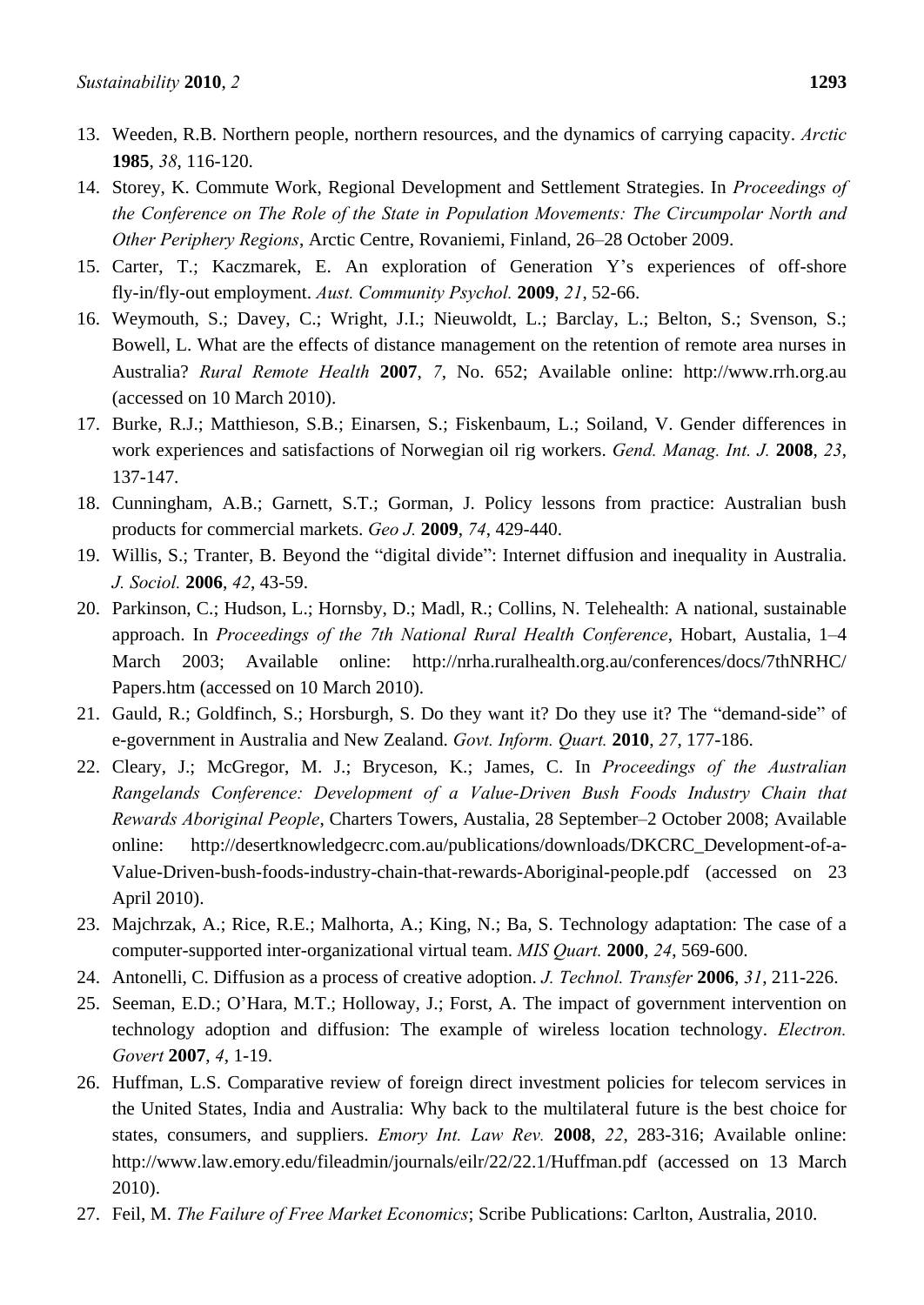13. Weeden, R.B. Northern people, northern resources, and the dynamics of carrying capacity. *Arctic* **1985**, *38*, 116-120.
14. Storey, K. Commute Work, Regional Development and Settlement Strategies. In *Proceedings of the Conference on The Role of the State in Population Movements: The Circumpolar North and Other Periphery Regions*, Arctic Centre, Rovaniemi, Finland, 26–28 October 2009.
15. Carter, T.; Kaczmarek, E. An exploration of Generation Y's experiences of off-shore fly-in/fly-out employment. *Aust. Community Psychol.* **2009**, *21*, 52-66.
16. Weymouth, S.; Davey, C.; Wright, J.I.; Nieuwoldt, L.; Barclay, L.; Belton, S.; Svenson, S.; Bowell, L. What are the effects of distance management on the retention of remote area nurses in Australia? *Rural Remote Health* **2007**, *7*, No. 652; Available online: http://www.rrh.org.au (accessed on 10 March 2010).
17. Burke, R.J.; Matthieson, S.B.; Einarsen, S.; Fiskenbaum, L.; Soiland, V. Gender differences in work experiences and satisfactions of Norwegian oil rig workers. *Gend. Manag. Int. J.* **2008**, *23*, 137-147.
18. Cunningham, A.B.; Garnett, S.T.; Gorman, J. Policy lessons from practice: Australian bush products for commercial markets. *Geo J.* **2009**, *74*, 429-440.
19. Willis, S.; Tranter, B. Beyond the "digital divide": Internet diffusion and inequality in Australia. *J. Sociol.* **2006**, *42*, 43-59.
20. Parkinson, C.; Hudson, L.; Hornsby, D.; Madl, R.; Collins, N. Telehealth: A national, sustainable approach. In *Proceedings of the 7th National Rural Health Conference*, Hobart, Austalia, 1–4 March 2003; Available online: http://nrha.ruralhealth.org.au/conferences/docs/7thNRHC/Papers.htm (accessed on 10 March 2010).
21. Gauld, R.; Goldfinch, S.; Horsburgh, S. Do they want it? Do they use it? The "demand-side" of e-government in Australia and New Zealand. *Govt. Inform. Quart.* **2010**, *27*, 177-186.
22. Cleary, J.; McGregor, M. J.; Bryceson, K.; James, C. In *Proceedings of the Australian Rangelands Conference: Development of a Value-Driven Bush Foods Industry Chain that Rewards Aboriginal People*, Charters Towers, Austalia, 28 September–2 October 2008; Available online: http://desertknowledgecrc.com.au/publications/downloads/DKCRC_Development-of-a-Value-Driven-bush-foods-industry-chain-that-rewards-Aboriginal-people.pdf (accessed on 23 April 2010).
23. Majchrzak, A.; Rice, R.E.; Malhorta, A.; King, N.; Ba, S. Technology adaptation: The case of a computer-supported inter-organizational virtual team. *MIS Quart.* **2000**, *24*, 569-600.
24. Antonelli, C. Diffusion as a process of creative adoption. *J. Technol. Transfer* **2006**, *31*, 211-226.
25. Seeman, E.D.; O'Hara, M.T.; Holloway, J.; Forst, A. The impact of government intervention on technology adoption and diffusion: The example of wireless location technology. *Electron. Govert* **2007**, *4*, 1-19.
26. Huffman, L.S. Comparative review of foreign direct investment policies for telecom services in the United States, India and Australia: Why back to the multilateral future is the best choice for states, consumers, and suppliers. *Emory Int. Law Rev.* **2008**, *22*, 283-316; Available online: http://www.law.emory.edu/fileadmin/journals/eilr/22/22.1/Huffman.pdf (accessed on 13 March 2010).
27. Feil, M. *The Failure of Free Market Economics*; Scribe Publications: Carlton, Australia, 2010.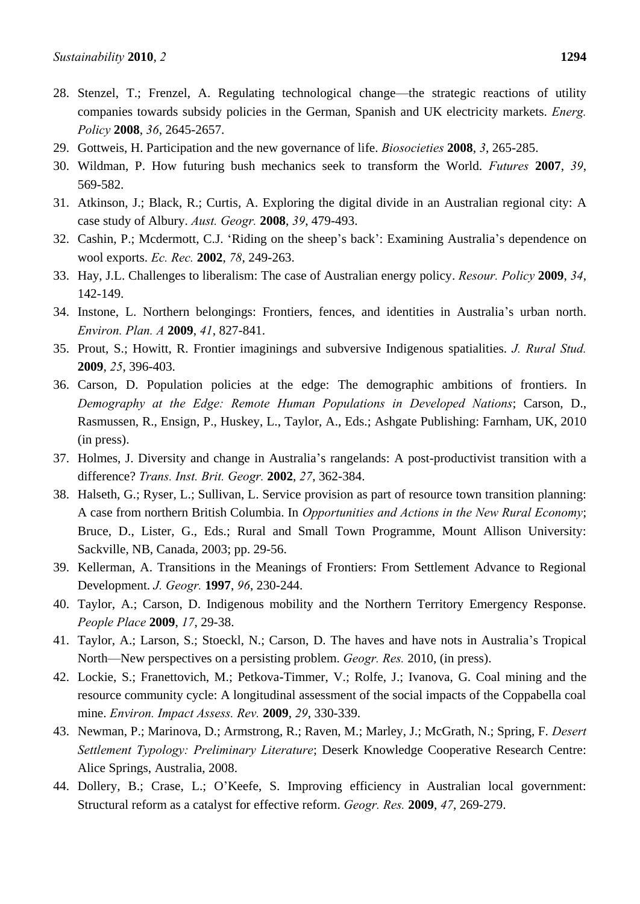28. Stenzel, T.; Frenzel, A. Regulating technological change—the strategic reactions of utility companies towards subsidy policies in the German, Spanish and UK electricity markets. *Energ. Policy* **2008**, *36*, 2645-2657.
29. Gottweis, H. Participation and the new governance of life. *Biosocieties* **2008**, *3*, 265-285.
30. Wildman, P. How futuring bush mechanics seek to transform the World. *Futures* **2007**, *39*, 569-582.
31. Atkinson, J.; Black, R.; Curtis, A. Exploring the digital divide in an Australian regional city: A case study of Albury. *Aust. Geogr.* **2008**, *39*, 479-493.
32. Cashin, P.; Mcdermott, C.J. 'Riding on the sheep's back': Examining Australia's dependence on wool exports. *Ec. Rec.* **2002**, *78*, 249-263.
33. Hay, J.L. Challenges to liberalism: The case of Australian energy policy. *Resour. Policy* **2009**, *34*, 142-149.
34. Instone, L. Northern belongings: Frontiers, fences, and identities in Australia's urban north. *Environ. Plan. A* **2009**, *41*, 827-841.
35. Prout, S.; Howitt, R. Frontier imaginings and subversive Indigenous spatialities. *J. Rural Stud.* **2009**, *25*, 396-403.
36. Carson, D. Population policies at the edge: The demographic ambitions of frontiers. In *Demography at the Edge: Remote Human Populations in Developed Nations*; Carson, D., Rasmussen, R., Ensign, P., Huskey, L., Taylor, A., Eds.; Ashgate Publishing: Farnham, UK, 2010 (in press).
37. Holmes, J. Diversity and change in Australia's rangelands: A post-productivist transition with a difference? *Trans. Inst. Brit. Geogr.* **2002**, *27*, 362-384.
38. Halseth, G.; Ryser, L.; Sullivan, L. Service provision as part of resource town transition planning: A case from northern British Columbia. In *Opportunities and Actions in the New Rural Economy*; Bruce, D., Lister, G., Eds.; Rural and Small Town Programme, Mount Allison University: Sackville, NB, Canada, 2003; pp. 29-56.
39. Kellerman, A. Transitions in the Meanings of Frontiers: From Settlement Advance to Regional Development. *J. Geogr.* **1997**, *96*, 230-244.
40. Taylor, A.; Carson, D. Indigenous mobility and the Northern Territory Emergency Response. *People Place* **2009**, *17*, 29-38.
41. Taylor, A.; Larson, S.; Stoeckl, N.; Carson, D. The haves and have nots in Australia's Tropical North—New perspectives on a persisting problem. *Geogr. Res.* 2010, (in press).
42. Lockie, S.; Franettovich, M.; Petkova-Timmer, V.; Rolfe, J.; Ivanova, G. Coal mining and the resource community cycle: A longitudinal assessment of the social impacts of the Coppabella coal mine. *Environ. Impact Assess. Rev.* **2009**, *29*, 330-339.
43. Newman, P.; Marinova, D.; Armstrong, R.; Raven, M.; Marley, J.; McGrath, N.; Spring, F. *Desert Settlement Typology: Preliminary Literature*; Deserk Knowledge Cooperative Research Centre: Alice Springs, Australia, 2008.
44. Dollery, B.; Crase, L.; O'Keefe, S. Improving efficiency in Australian local government: Structural reform as a catalyst for effective reform. *Geogr. Res.* **2009**, *47*, 269-279.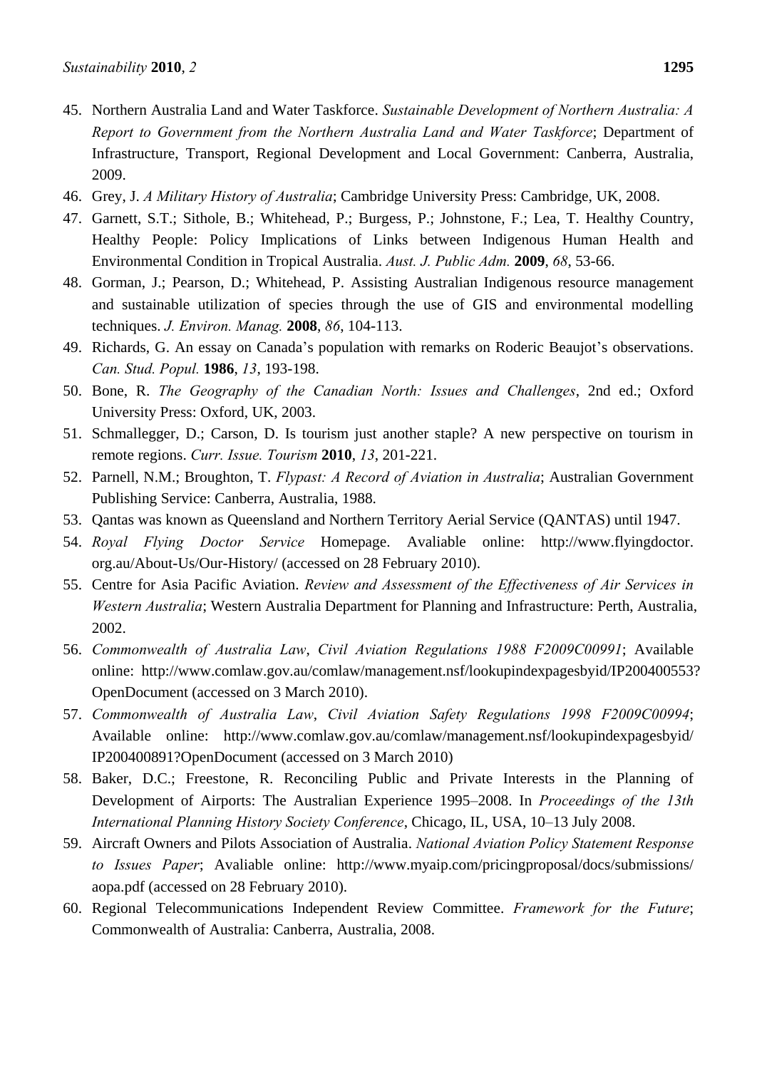45. Northern Australia Land and Water Taskforce. *Sustainable Development of Northern Australia: A Report to Government from the Northern Australia Land and Water Taskforce*; Department of Infrastructure, Transport, Regional Development and Local Government: Canberra, Australia, 2009.
46. Grey, J. *A Military History of Australia*; Cambridge University Press: Cambridge, UK, 2008.
47. Garnett, S.T.; Sithole, B.; Whitehead, P.; Burgess, P.; Johnstone, F.; Lea, T. Healthy Country, Healthy People: Policy Implications of Links between Indigenous Human Health and Environmental Condition in Tropical Australia. *Aust. J. Public Adm.* **2009**, *68*, 53-66.
48. Gorman, J.; Pearson, D.; Whitehead, P. Assisting Australian Indigenous resource management and sustainable utilization of species through the use of GIS and environmental modelling techniques. *J. Environ. Manag.* **2008**, *86*, 104-113.
49. Richards, G. An essay on Canada's population with remarks on Roderic Beaujot's observations. *Can. Stud. Popul.* **1986**, *13*, 193-198.
50. Bone, R. *The Geography of the Canadian North: Issues and Challenges*, 2nd ed.; Oxford University Press: Oxford, UK, 2003.
51. Schmallegger, D.; Carson, D. Is tourism just another staple? A new perspective on tourism in remote regions. *Curr. Issue. Tourism* **2010**, *13*, 201-221.
52. Parnell, N.M.; Broughton, T. *Flypast: A Record of Aviation in Australia*; Australian Government Publishing Service: Canberra, Australia, 1988.
53. Qantas was known as Queensland and Northern Territory Aerial Service (QANTAS) until 1947.
54. *Royal Flying Doctor Service* Homepage. Avaliable online: http://www.flyingdoctor.org.au/About-Us/Our-History/ (accessed on 28 February 2010).
55. Centre for Asia Pacific Aviation. *Review and Assessment of the Effectiveness of Air Services in Western Australia*; Western Australia Department for Planning and Infrastructure: Perth, Australia, 2002.
56. *Commonwealth of Australia Law*, *Civil Aviation Regulations 1988 F2009C00991*; Available online: http://www.comlaw.gov.au/comlaw/management.nsf/lookupindexpagesbyid/IP200400553?OpenDocument (accessed on 3 March 2010).
57. *Commonwealth of Australia Law*, *Civil Aviation Safety Regulations 1998 F2009C00994*; Available online: http://www.comlaw.gov.au/comlaw/management.nsf/lookupindexpagesbyid/IP200400891?OpenDocument (accessed on 3 March 2010)
58. Baker, D.C.; Freestone, R. Reconciling Public and Private Interests in the Planning of Development of Airports: The Australian Experience 1995–2008. In *Proceedings of the 13th International Planning History Society Conference*, Chicago, IL, USA, 10–13 July 2008.
59. Aircraft Owners and Pilots Association of Australia. *National Aviation Policy Statement Response to Issues Paper*; Avaliable online: http://www.myaip.com/pricingproposal/docs/submissions/aopa.pdf (accessed on 28 February 2010).
60. Regional Telecommunications Independent Review Committee. *Framework for the Future*; Commonwealth of Australia: Canberra, Australia, 2008.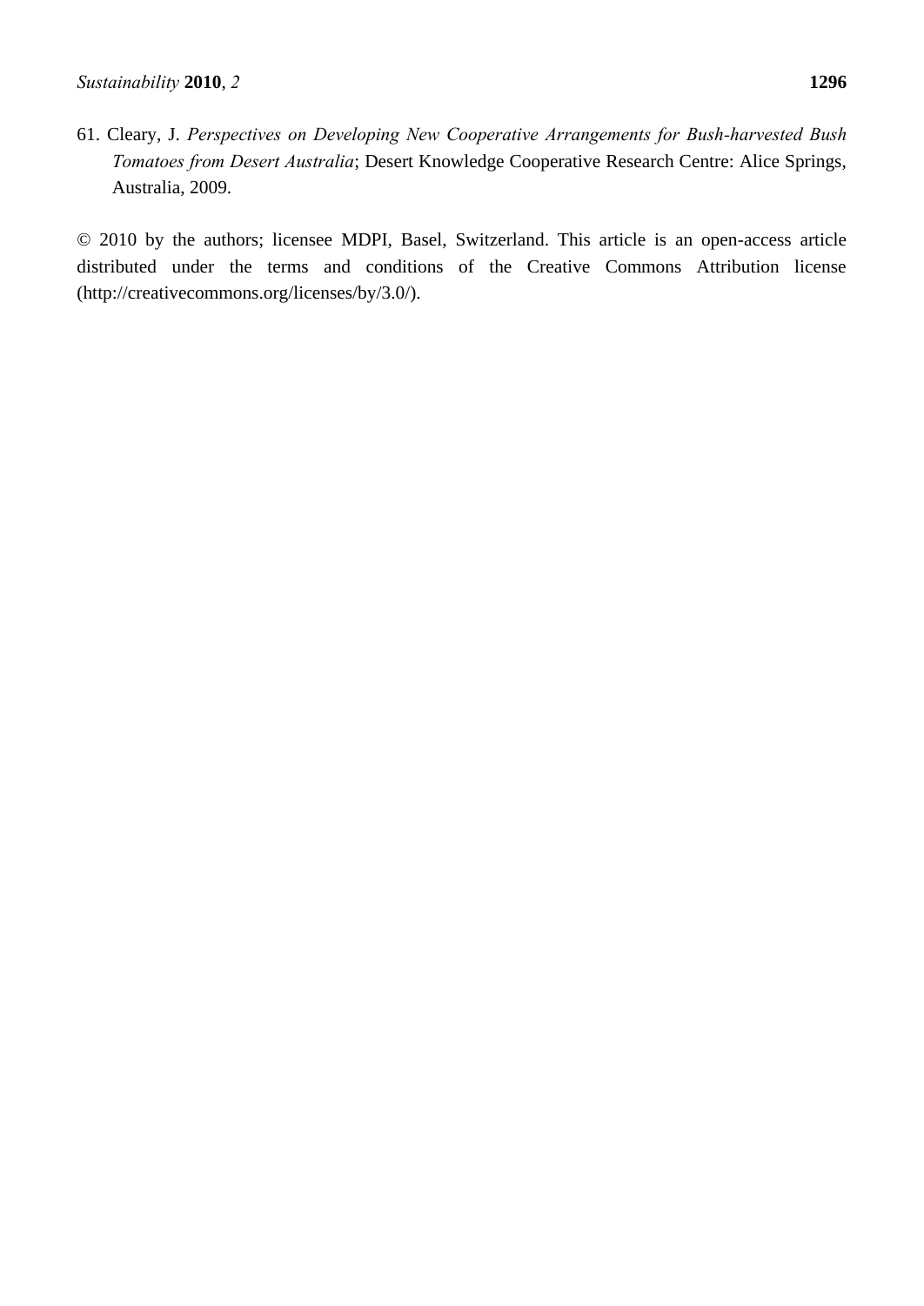61. Cleary, J. *Perspectives on Developing New Cooperative Arrangements for Bush-harvested Bush Tomatoes from Desert Australia*; Desert Knowledge Cooperative Research Centre: Alice Springs, Australia, 2009.

© 2010 by the authors; licensee MDPI, Basel, Switzerland. This article is an open-access article distributed under the terms and conditions of the Creative Commons Attribution license (http://creativecommons.org/licenses/by/3.0/).